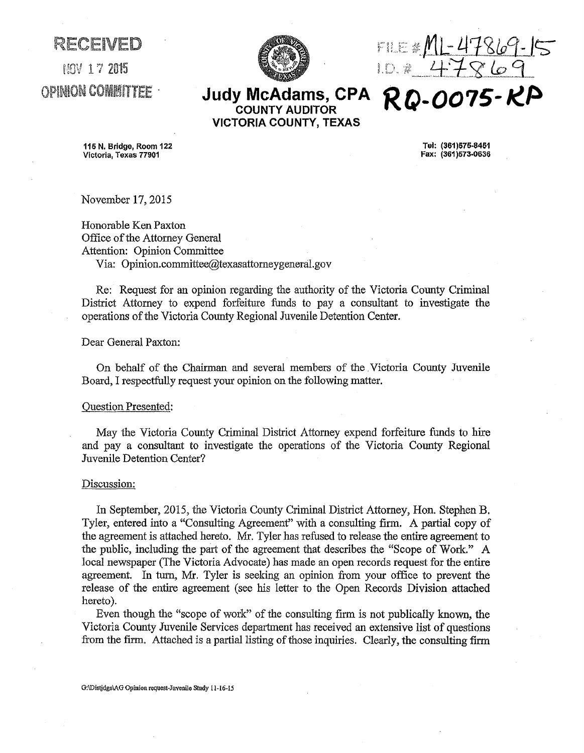RECEIVED

NOV 17 2015

OPINION COMMITTEE

FILE # ML-47869-15
I.D. # 47869

**Judy McAdams, CPA**
**COUNTY AUDITOR**
**VICTORIA COUNTY, TEXAS**

RQ-0075-KP

115 N. Bridge, Room 122
Victoria, Texas 77901

Tel: (361)575-8451
Fax: (361)573-0636

November 17, 2015

Honorable Ken Paxton
Office of the Attorney General
Attention: Opinion Committee
Via: Opinion.committee@texasattorneygeneral.gov

Re: Request for an opinion regarding the authority of the Victoria County Criminal District Attorney to expend forfeiture funds to pay a consultant to investigate the operations of the Victoria County Regional Juvenile Detention Center.

Dear General Paxton:

On behalf of the Chairman and several members of the Victoria County Juvenile Board, I respectfully request your opinion on the following matter.

Question Presented:

May the Victoria County Criminal District Attorney expend forfeiture funds to hire and pay a consultant to investigate the operations of the Victoria County Regional Juvenile Detention Center?

Discussion:

In September, 2015, the Victoria County Criminal District Attorney, Hon. Stephen B. Tyler, entered into a "Consulting Agreement" with a consulting firm. A partial copy of the agreement is attached hereto. Mr. Tyler has refused to release the entire agreement to the public, including the part of the agreement that describes the "Scope of Work." A local newspaper (The Victoria Advocate) has made an open records request for the entire agreement. In turn, Mr. Tyler is seeking an opinion from your office to prevent the release of the entire agreement (see his letter to the Open Records Division attached hereto).

Even though the "scope of work" of the consulting firm is not publically known, the Victoria County Juvenile Services department has received an extensive list of questions from the firm. Attached is a partial listing of those inquiries. Clearly, the consulting firm

G:\Distjdgs\AG Opinion request-Juvenile Study 11-16-15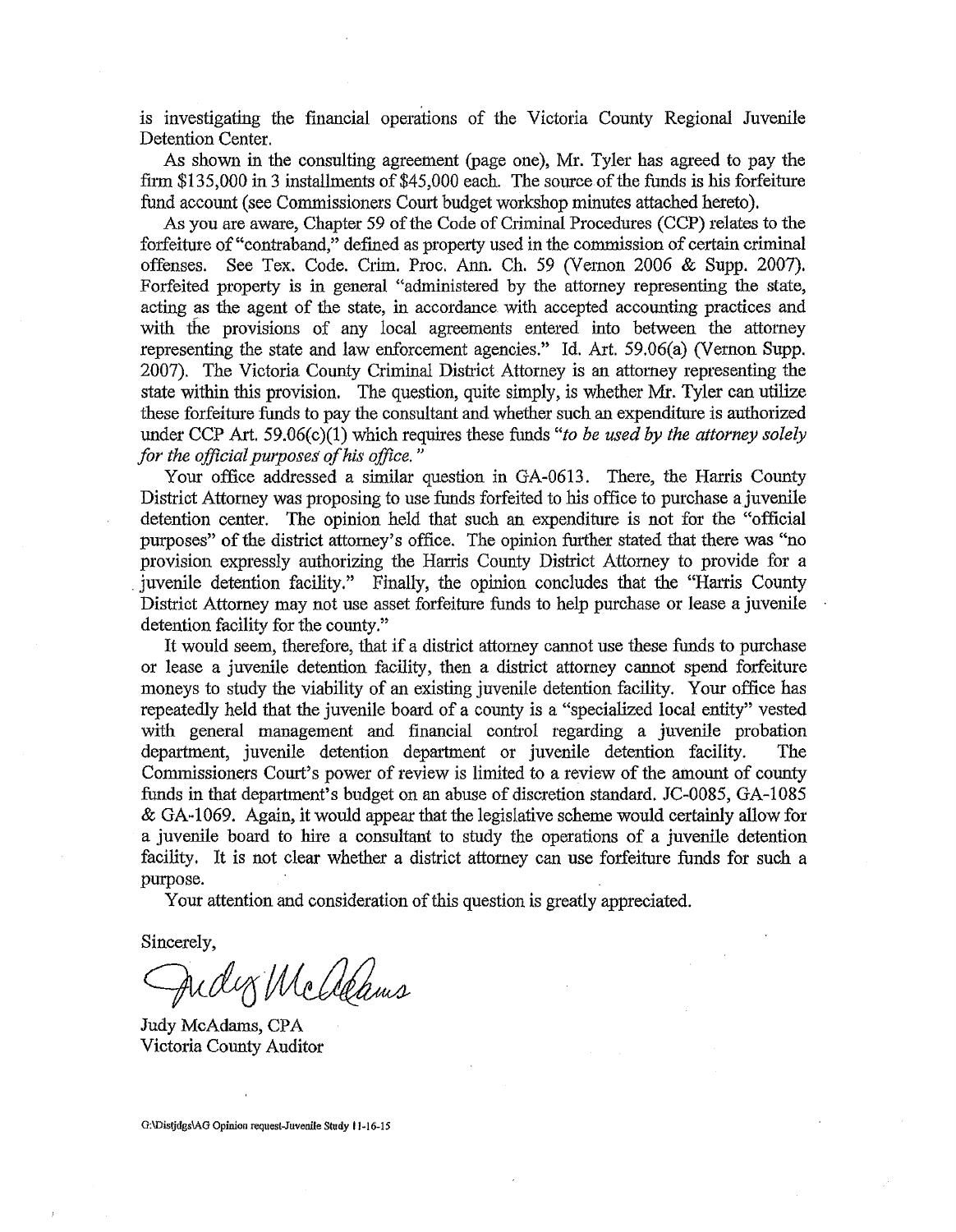is investigating the financial operations of the Victoria County Regional Juvenile Detention Center.

As shown in the consulting agreement (page one), Mr. Tyler has agreed to pay the firm $135,000 in 3 installments of $45,000 each. The source of the funds is his forfeiture fund account (see Commissioners Court budget workshop minutes attached hereto).

As you are aware, Chapter 59 of the Code of Criminal Procedures (CCP) relates to the forfeiture of "contraband," defined as property used in the commission of certain criminal offenses. See Tex. Code. Crim. Proc. Ann. Ch. 59 (Vernon 2006 & Supp. 2007). Forfeited property is in general "administered by the attorney representing the state, acting as the agent of the state, in accordance with accepted accounting practices and with the provisions of any local agreements entered into between the attorney representing the state and law enforcement agencies." Id. Art. 59.06(a) (Vernon Supp. 2007). The Victoria County Criminal District Attorney is an attorney representing the state within this provision. The question, quite simply, is whether Mr. Tyler can utilize these forfeiture funds to pay the consultant and whether such an expenditure is authorized under CCP Art. 59.06(c)(1) which requires these funds "*to be used by the attorney solely for the official purposes of his office.*"

Your office addressed a similar question in GA-0613. There, the Harris County District Attorney was proposing to use funds forfeited to his office to purchase a juvenile detention center. The opinion held that such an expenditure is not for the "official purposes" of the district attorney's office. The opinion further stated that there was "no provision expressly authorizing the Harris County District Attorney to provide for a juvenile detention facility." Finally, the opinion concludes that the "Harris County District Attorney may not use asset forfeiture funds to help purchase or lease a juvenile detention facility for the county."

It would seem, therefore, that if a district attorney cannot use these funds to purchase or lease a juvenile detention facility, then a district attorney cannot spend forfeiture moneys to study the viability of an existing juvenile detention facility. Your office has repeatedly held that the juvenile board of a county is a "specialized local entity" vested with general management and financial control regarding a juvenile probation department, juvenile detention department or juvenile detention facility. The Commissioners Court's power of review is limited to a review of the amount of county funds in that department's budget on an abuse of discretion standard. JC-0085, GA-1085 & GA-1069. Again, it would appear that the legislative scheme would certainly allow for a juvenile board to hire a consultant to study the operations of a juvenile detention facility. It is not clear whether a district attorney can use forfeiture funds for such a purpose.

Your attention and consideration of this question is greatly appreciated.

Sincerely,

Judy McAdams

Judy McAdams, CPA
Victoria County Auditor

G:\Distjdgs\AG Opinion request-Juvenile Study 11-16-15